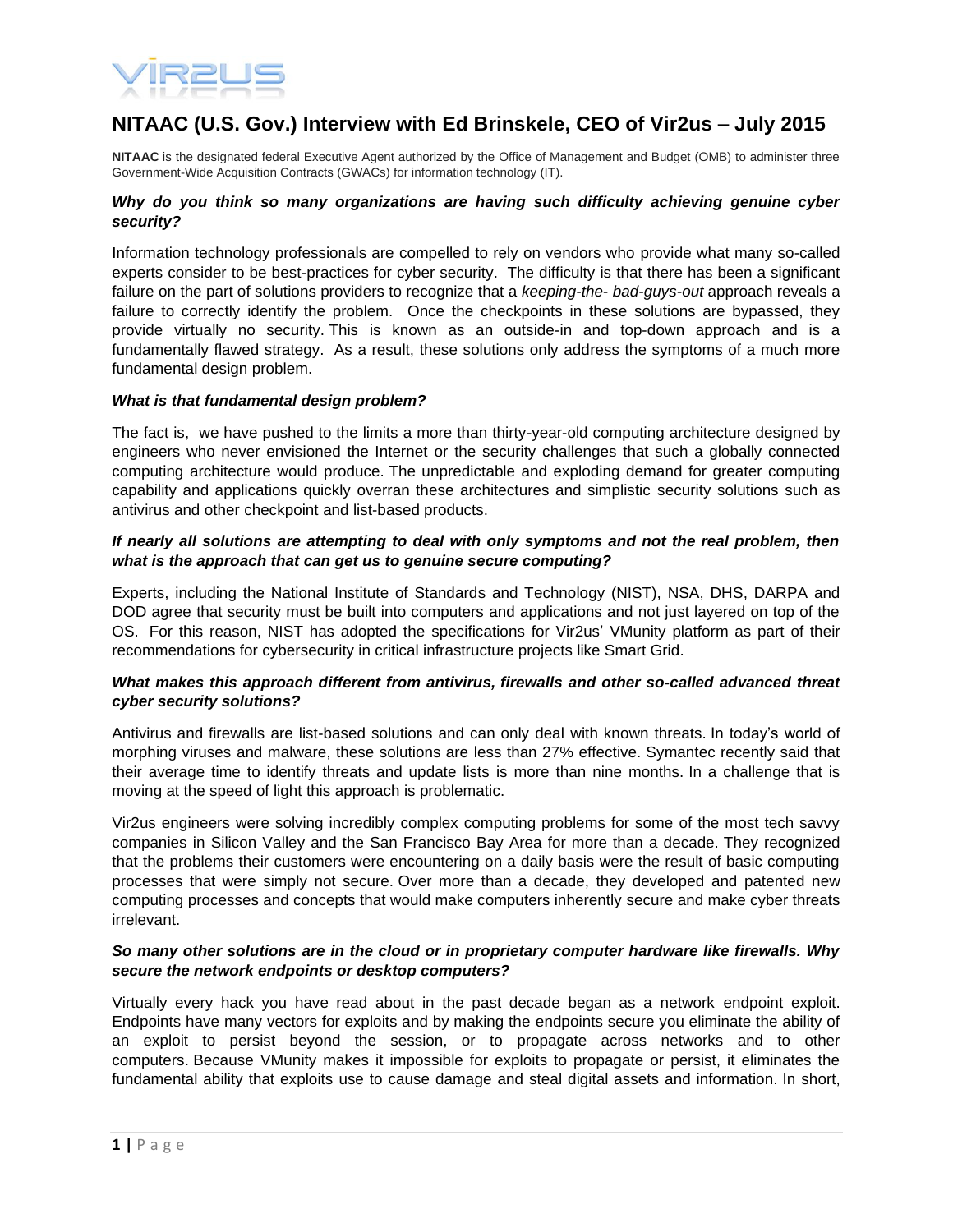# NITAAC (U.S. Gov.) Interview with Ed Brinskele, CEO of Vir2us – July 2015

**NITAAC** is the designated federal Executive Agent authorized by the Office of Management and Budget (OMB) to administer three Government-Wide Acquisition Contracts (GWACs) for information technology (IT).

***Why do you think so many organizations are having such difficulty achieving genuine cyber security?***

Information technology professionals are compelled to rely on vendors who provide what many so-called experts consider to be best-practices for cyber security. The difficulty is that there has been a significant failure on the part of solutions providers to recognize that a *keeping-the- bad-guys-out* approach reveals a failure to correctly identify the problem. Once the checkpoints in these solutions are bypassed, they provide virtually no security. This is known as an outside-in and top-down approach and is a fundamentally flawed strategy. As a result, these solutions only address the symptoms of a much more fundamental design problem.

***What is that fundamental design problem?***

The fact is, we have pushed to the limits a more than thirty-year-old computing architecture designed by engineers who never envisioned the Internet or the security challenges that such a globally connected computing architecture would produce. The unpredictable and exploding demand for greater computing capability and applications quickly overran these architectures and simplistic security solutions such as antivirus and other checkpoint and list-based products.

***If nearly all solutions are attempting to deal with only symptoms and not the real problem, then what is the approach that can get us to genuine secure computing?***

Experts, including the National Institute of Standards and Technology (NIST), NSA, DHS, DARPA and DOD agree that security must be built into computers and applications and not just layered on top of the OS. For this reason, NIST has adopted the specifications for Vir2us' VMunity platform as part of their recommendations for cybersecurity in critical infrastructure projects like Smart Grid.

***What makes this approach different from antivirus, firewalls and other so-called advanced threat cyber security solutions?***

Antivirus and firewalls are list-based solutions and can only deal with known threats. In today's world of morphing viruses and malware, these solutions are less than 27% effective. Symantec recently said that their average time to identify threats and update lists is more than nine months. In a challenge that is moving at the speed of light this approach is problematic.

Vir2us engineers were solving incredibly complex computing problems for some of the most tech savvy companies in Silicon Valley and the San Francisco Bay Area for more than a decade. They recognized that the problems their customers were encountering on a daily basis were the result of basic computing processes that were simply not secure. Over more than a decade, they developed and patented new computing processes and concepts that would make computers inherently secure and make cyber threats irrelevant.

***So many other solutions are in the cloud or in proprietary computer hardware like firewalls. Why secure the network endpoints or desktop computers?***

Virtually every hack you have read about in the past decade began as a network endpoint exploit. Endpoints have many vectors for exploits and by making the endpoints secure you eliminate the ability of an exploit to persist beyond the session, or to propagate across networks and to other computers. Because VMunity makes it impossible for exploits to propagate or persist, it eliminates the fundamental ability that exploits use to cause damage and steal digital assets and information. In short,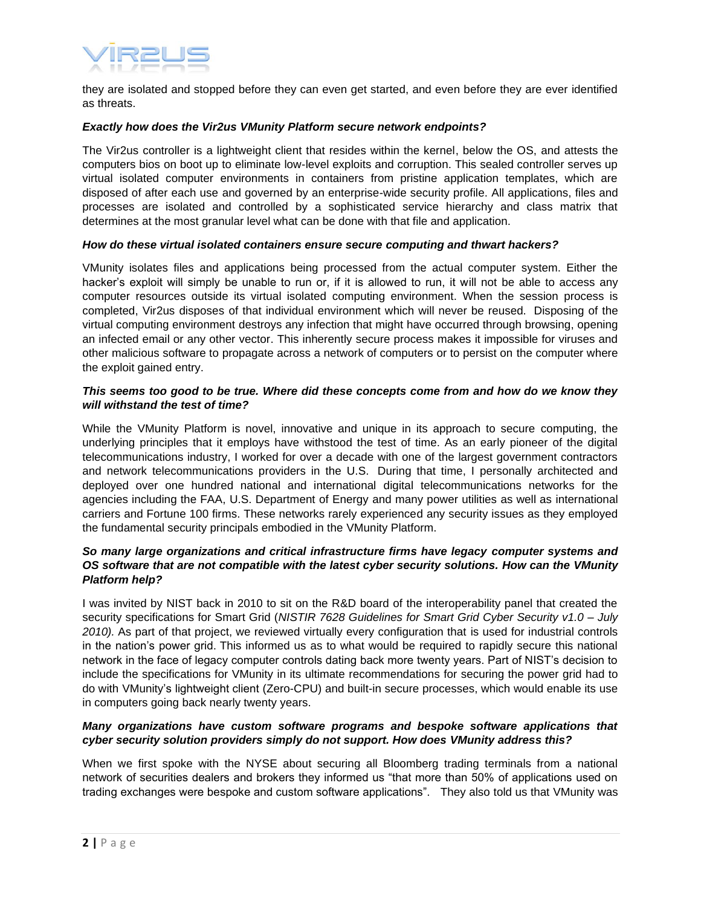they are isolated and stopped before they can even get started, and even before they are ever identified as threats.

***Exactly how does the Vir2us VMunity Platform secure network endpoints?***

The Vir2us controller is a lightweight client that resides within the kernel, below the OS, and attests the computers bios on boot up to eliminate low-level exploits and corruption. This sealed controller serves up virtual isolated computer environments in containers from pristine application templates, which are disposed of after each use and governed by an enterprise-wide security profile. All applications, files and processes are isolated and controlled by a sophisticated service hierarchy and class matrix that determines at the most granular level what can be done with that file and application.

***How do these virtual isolated containers ensure secure computing and thwart hackers?***

VMunity isolates files and applications being processed from the actual computer system. Either the hacker's exploit will simply be unable to run or, if it is allowed to run, it will not be able to access any computer resources outside its virtual isolated computing environment. When the session process is completed, Vir2us disposes of that individual environment which will never be reused. Disposing of the virtual computing environment destroys any infection that might have occurred through browsing, opening an infected email or any other vector. This inherently secure process makes it impossible for viruses and other malicious software to propagate across a network of computers or to persist on the computer where the exploit gained entry.

***This seems too good to be true. Where did these concepts come from and how do we know they will withstand the test of time?***

While the VMunity Platform is novel, innovative and unique in its approach to secure computing, the underlying principles that it employs have withstood the test of time. As an early pioneer of the digital telecommunications industry, I worked for over a decade with one of the largest government contractors and network telecommunications providers in the U.S. During that time, I personally architected and deployed over one hundred national and international digital telecommunications networks for the agencies including the FAA, U.S. Department of Energy and many power utilities as well as international carriers and Fortune 100 firms. These networks rarely experienced any security issues as they employed the fundamental security principals embodied in the VMunity Platform.

***So many large organizations and critical infrastructure firms have legacy computer systems and OS software that are not compatible with the latest cyber security solutions. How can the VMunity Platform help?***

I was invited by NIST back in 2010 to sit on the R&D board of the interoperability panel that created the security specifications for Smart Grid (*NISTIR 7628 Guidelines for Smart Grid Cyber Security v1.0 – July 2010).* As part of that project, we reviewed virtually every configuration that is used for industrial controls in the nation's power grid. This informed us as to what would be required to rapidly secure this national network in the face of legacy computer controls dating back more twenty years. Part of NIST's decision to include the specifications for VMunity in its ultimate recommendations for securing the power grid had to do with VMunity's lightweight client (Zero-CPU) and built-in secure processes, which would enable its use in computers going back nearly twenty years.

***Many organizations have custom software programs and bespoke software applications that cyber security solution providers simply do not support. How does VMunity address this?***

When we first spoke with the NYSE about securing all Bloomberg trading terminals from a national network of securities dealers and brokers they informed us "that more than 50% of applications used on trading exchanges were bespoke and custom software applications". They also told us that VMunity was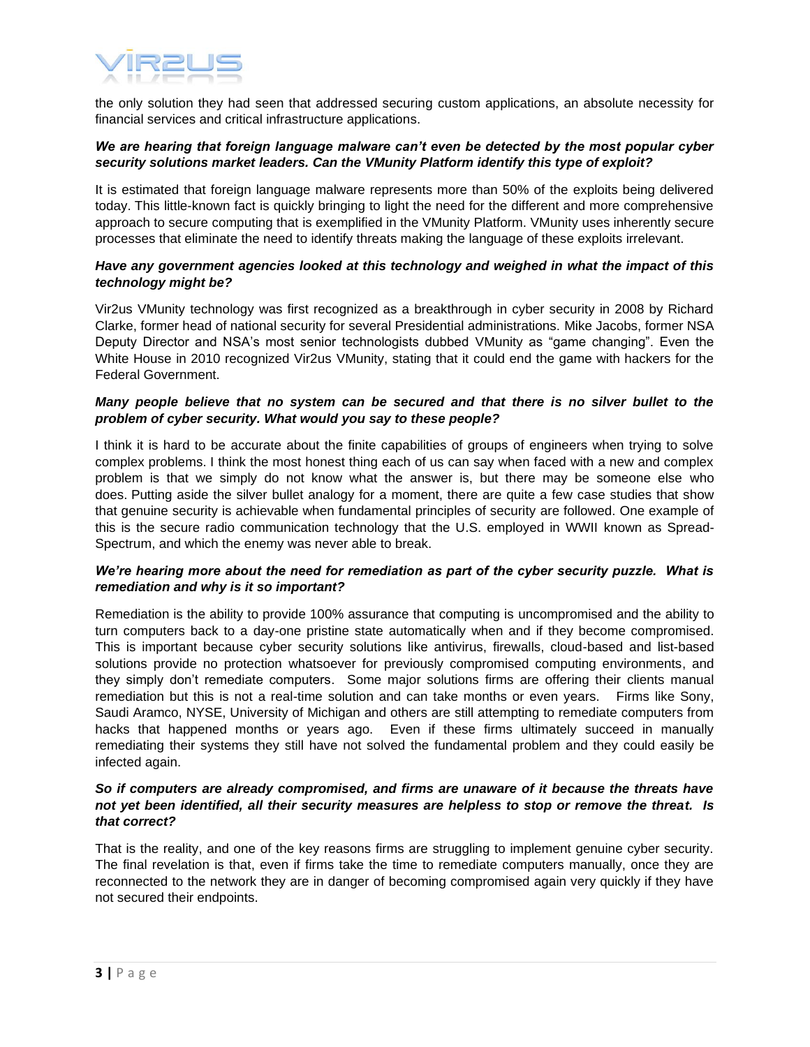the only solution they had seen that addressed securing custom applications, an absolute necessity for financial services and critical infrastructure applications.

***We are hearing that foreign language malware can't even be detected by the most popular cyber security solutions market leaders. Can the VMunity Platform identify this type of exploit?***

It is estimated that foreign language malware represents more than 50% of the exploits being delivered today. This little-known fact is quickly bringing to light the need for the different and more comprehensive approach to secure computing that is exemplified in the VMunity Platform. VMunity uses inherently secure processes that eliminate the need to identify threats making the language of these exploits irrelevant.

***Have any government agencies looked at this technology and weighed in what the impact of this technology might be?***

Vir2us VMunity technology was first recognized as a breakthrough in cyber security in 2008 by Richard Clarke, former head of national security for several Presidential administrations. Mike Jacobs, former NSA Deputy Director and NSA's most senior technologists dubbed VMunity as "game changing". Even the White House in 2010 recognized Vir2us VMunity, stating that it could end the game with hackers for the Federal Government.

***Many people believe that no system can be secured and that there is no silver bullet to the problem of cyber security. What would you say to these people?***

I think it is hard to be accurate about the finite capabilities of groups of engineers when trying to solve complex problems. I think the most honest thing each of us can say when faced with a new and complex problem is that we simply do not know what the answer is, but there may be someone else who does. Putting aside the silver bullet analogy for a moment, there are quite a few case studies that show that genuine security is achievable when fundamental principles of security are followed. One example of this is the secure radio communication technology that the U.S. employed in WWII known as Spread-Spectrum, and which the enemy was never able to break.

***We're hearing more about the need for remediation as part of the cyber security puzzle. What is remediation and why is it so important?***

Remediation is the ability to provide 100% assurance that computing is uncompromised and the ability to turn computers back to a day-one pristine state automatically when and if they become compromised. This is important because cyber security solutions like antivirus, firewalls, cloud-based and list-based solutions provide no protection whatsoever for previously compromised computing environments, and they simply don't remediate computers. Some major solutions firms are offering their clients manual remediation but this is not a real-time solution and can take months or even years. Firms like Sony, Saudi Aramco, NYSE, University of Michigan and others are still attempting to remediate computers from hacks that happened months or years ago. Even if these firms ultimately succeed in manually remediating their systems they still have not solved the fundamental problem and they could easily be infected again.

***So if computers are already compromised, and firms are unaware of it because the threats have not yet been identified, all their security measures are helpless to stop or remove the threat. Is that correct?***

That is the reality, and one of the key reasons firms are struggling to implement genuine cyber security. The final revelation is that, even if firms take the time to remediate computers manually, once they are reconnected to the network they are in danger of becoming compromised again very quickly if they have not secured their endpoints.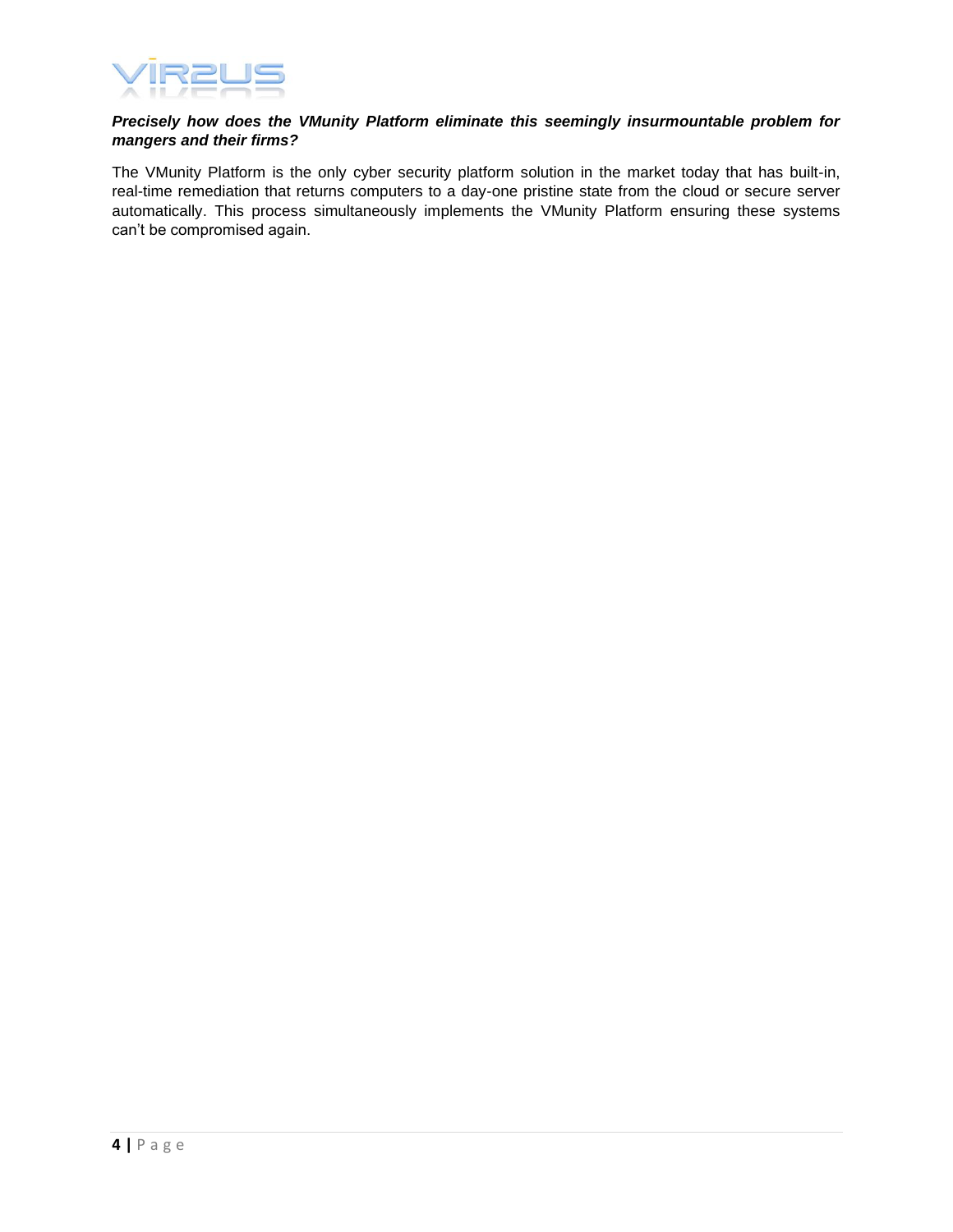***Precisely how does the VMunity Platform eliminate this seemingly insurmountable problem for mangers and their firms?***

The VMunity Platform is the only cyber security platform solution in the market today that has built-in, real-time remediation that returns computers to a day-one pristine state from the cloud or secure server automatically. This process simultaneously implements the VMunity Platform ensuring these systems can't be compromised again.